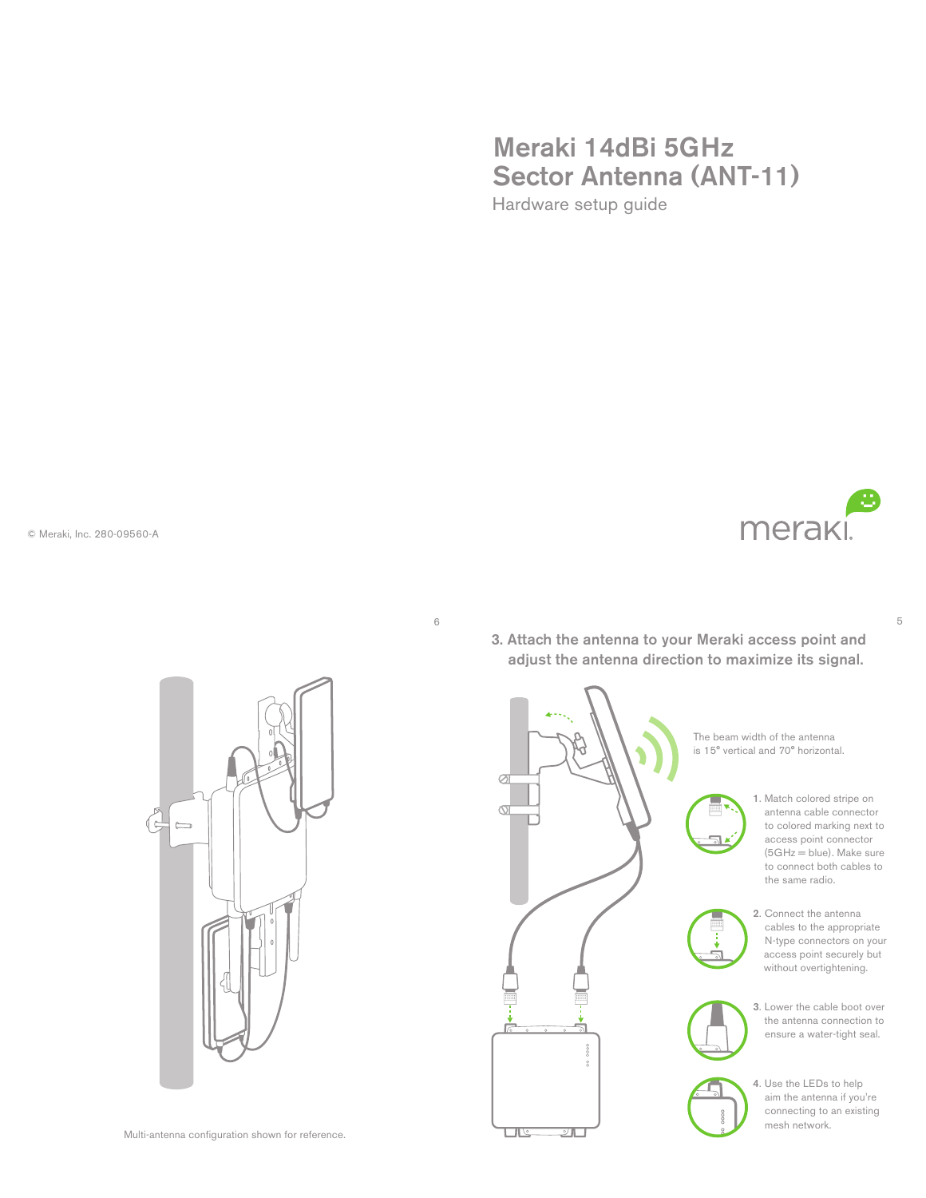# Meraki 14dBi 5GHz Sector Antenna (ANT-11)

Hardware setup guide

© Meraki, Inc. 280-09560-A

Multi-antenna configuration shown for reference.

## 3. Attach the antenna to your Meraki access point and adjust the antenna direction to maximize its signal.

The beam width of the antenna is 15° vertical and 70° horizontal.

1. Match colored stripe on antenna cable connector to colored marking next to access point connector (5GHz = blue). Make sure to connect both cables to the same radio.
2. Connect the antenna cables to the appropriate N-type connectors on your access point securely but without overtightening.
3. Lower the cable boot over the antenna connection to ensure a water-tight seal.
4. Use the LEDs to help aim the antenna if you're connecting to an existing mesh network.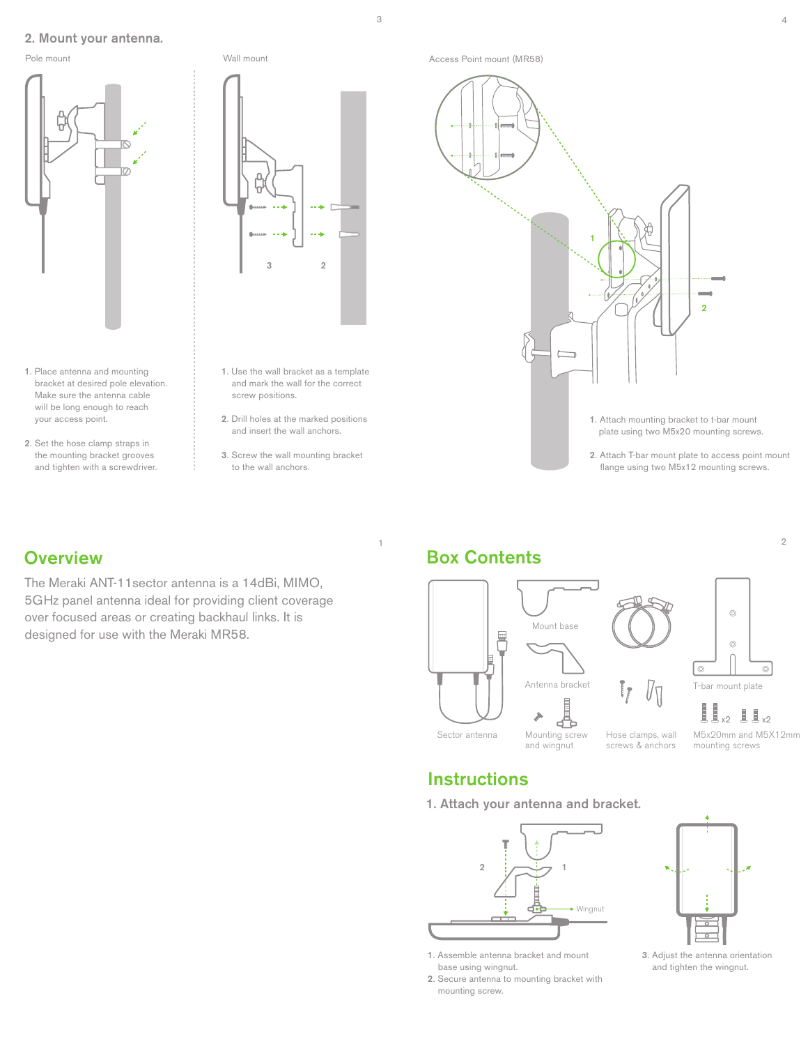## Overview

The Meraki ANT-11sector antenna is a 14dBi, MIMO, 5GHz panel antenna ideal for providing client coverage over focused areas or creating backhaul links. It is designed for use with the Meraki MR58.

## Box Contents

Sector antenna

Mount base

Antenna bracket

Mounting screw and wingnut

Hose clamps, wall screws & anchors

T-bar mount plate

x2 x2

M5x20mm and M5X12mm mounting screws

## Instructions

### 1. Attach your antenna and bracket.

2

1

Wingnut

1. Assemble antenna bracket and mount base using wingnut.
2. Secure antenna to mounting bracket with mounting screw.
3. Adjust the antenna orientation and tighten the wingnut.

### 2. Mount your antenna.

**Pole mount**

1. Place antenna and mounting bracket at desired pole elevation. Make sure the antenna cable will be long enough to reach your access point.
2. Set the hose clamp straps in the mounting bracket grooves and tighten with a screwdriver.

**Wall mount**

3

2

1. Use the wall bracket as a template and mark the wall for the correct screw positions.
2. Drill holes at the marked positions and insert the wall anchors.
3. Screw the wall mounting bracket to the wall anchors.

**Access Point mount (MR58)**

1

2

1. Attach mounting bracket to t-bar mount plate using two M5x20 mounting screws.
2. Attach T-bar mount plate to access point mount flange using two M5x12 mounting screws.